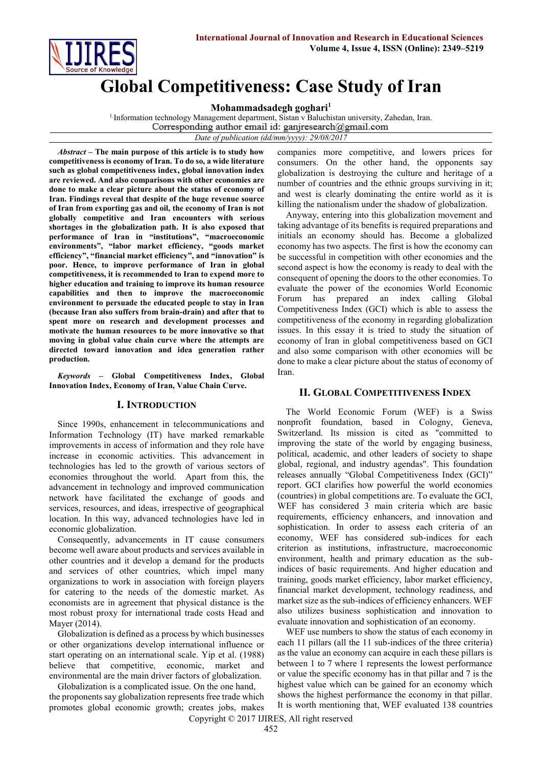# Global Competitiveness: Case Study of Iran

**Mohammadsadegh goghari**[1]

[1] Information technology Management department, Sistan v Baluchistan university, Zahedan, Iran.

Corresponding author email id: ganjresearch@gmail.com

*Date of publication (dd/mm/yyyy): 29/08/2017*

***Abstract* – The main purpose of this article is to study how competitiveness is economy of Iran. To do so, a wide literature such as global competitiveness index, global innovation index are reviewed. And also comparisons with other economies are done to make a clear picture about the status of economy of Iran. Findings reveal that despite of the huge revenue source of Iran from exporting gas and oil, the economy of Iran is not globally competitive and Iran encounters with serious shortages in the globalization path. It is also exposed that performance of Iran in "institutions", "macroeconomic environments", "labor market efficiency, "goods market efficiency", "financial market efficiency", and "innovation" is poor. Hence, to improve performance of Iran in global competitiveness, it is recommended to Iran to expend more to higher education and training to improve its human resource capabilities and then to improve the macroeconomic environment to persuade the educated people to stay in Iran (because Iran also suffers from brain-drain) and after that to spent more on research and development processes and motivate the human resources to be more innovative so that moving in global value chain curve where the attempts are directed toward innovation and idea generation rather production.**

***Keywords* – Global Competitiveness Index, Global Innovation Index, Economy of Iran, Value Chain Curve.**

## I. Introduction

Since 1990s, enhancement in telecommunications and Information Technology (IT) have marked remarkable improvements in access of information and they role have increase in economic activities. This advancement in technologies has led to the growth of various sectors of economies throughout the world. Apart from this, the advancement in technology and improved communication network have facilitated the exchange of goods and services, resources, and ideas, irrespective of geographical location. In this way, advanced technologies have led in economic globalization.

Consequently, advancements in IT cause consumers become well aware about products and services available in other countries and it develop a demand for the products and services of other countries, which impel many organizations to work in association with foreign players for catering to the needs of the domestic market. As economists are in agreement that physical distance is the most robust proxy for international trade costs Head and Mayer (2014).

Globalization is defined as a process by which businesses or other organizations develop international influence or start operating on an international scale. Yip et al. (1988) believe that competitive, economic, market and environmental are the main driver factors of globalization.

Globalization is a complicated issue. On the one hand, the proponents say globalization represents free trade which promotes global economic growth; creates jobs, makes companies more competitive, and lowers prices for consumers. On the other hand, the opponents say globalization is destroying the culture and heritage of a number of countries and the ethnic groups surviving in it; and west is clearly dominating the entire world as it is killing the nationalism under the shadow of globalization.

Anyway, entering into this globalization movement and taking advantage of its benefits is required preparations and initials an economy should has. Become a globalized economy has two aspects. The first is how the economy can be successful in competition with other economies and the second aspect is how the economy is ready to deal with the consequent of opening the doors to the other economies. To evaluate the power of the economies World Economic Forum has prepared an index calling Global Competitiveness Index (GCI) which is able to assess the competitiveness of the economy in regarding globalization issues. In this essay it is tried to study the situation of economy of Iran in global competitiveness based on GCI and also some comparison with other economies will be done to make a clear picture about the status of economy of Iran.

## II. Global Competitiveness Index

The World Economic Forum (WEF) is a Swiss nonprofit foundation, based in Cologny, Geneva, Switzerland. Its mission is cited as "committed to improving the state of the world by engaging business, political, academic, and other leaders of society to shape global, regional, and industry agendas". This foundation releases annually "Global Competitiveness Index (GCI)" report. GCI clarifies how powerful the world economies (countries) in global competitions are. To evaluate the GCI, WEF has considered 3 main criteria which are basic requirements, efficiency enhancers, and innovation and sophistication. In order to assess each criteria of an economy, WEF has considered sub-indices for each criterion as institutions, infrastructure, macroeconomic environment, health and primary education as the sub-indices of basic requirements. And higher education and training, goods market efficiency, labor market efficiency, financial market development, technology readiness, and market size as the sub-indices of efficiency enhancers. WEF also utilizes business sophistication and innovation to evaluate innovation and sophistication of an economy.

WEF use numbers to show the status of each economy in each 11 pillars (all the 11 sub-indices of the three criteria) as the value an economy can acquire in each these pillars is between 1 to 7 where 1 represents the lowest performance or value the specific economy has in that pillar and 7 is the highest value which can be gained for an economy which shows the highest performance the economy in that pillar. It is worth mentioning that, WEF evaluated 138 countries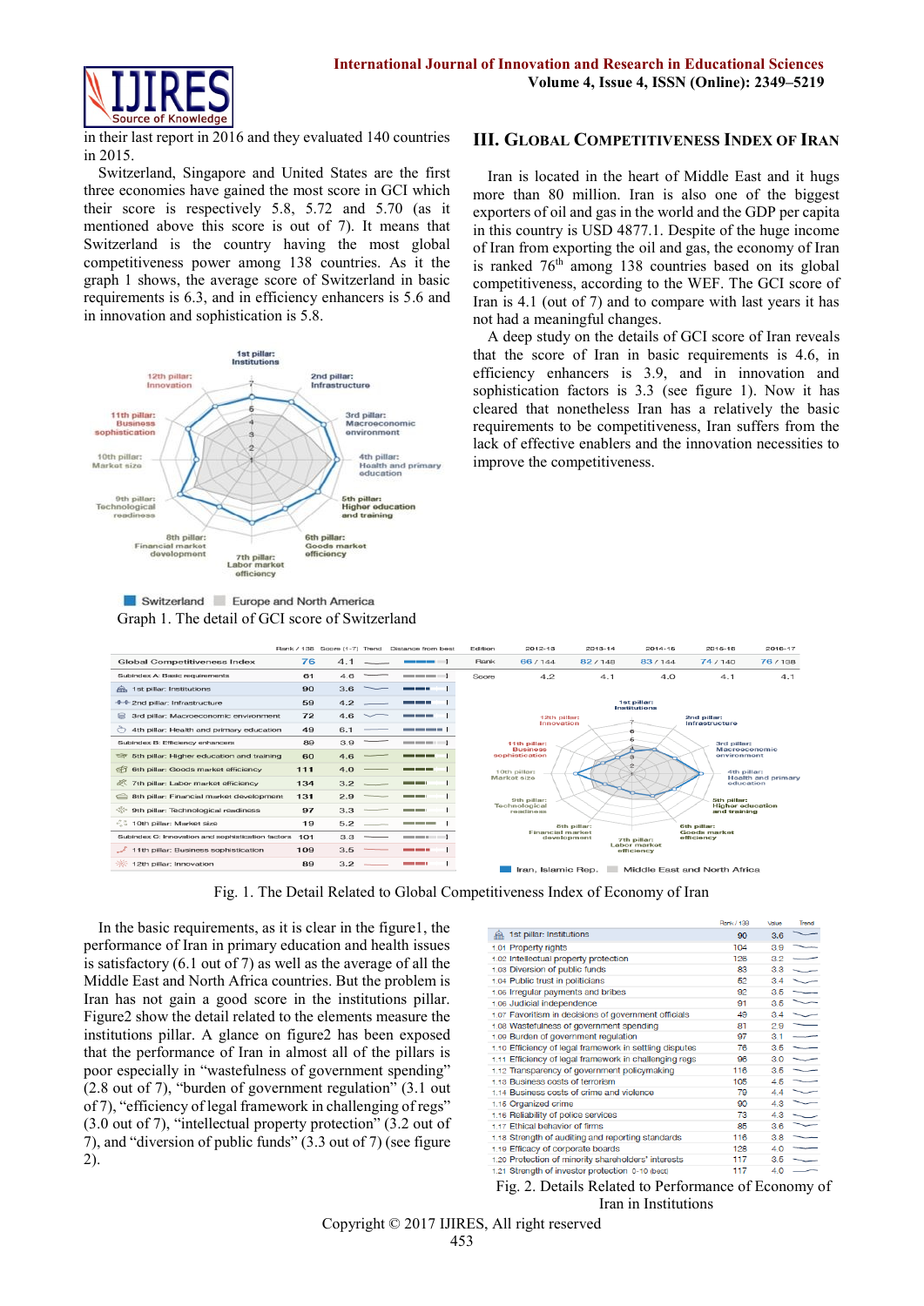in their last report in 2016 and they evaluated 140 countries in 2015.

Switzerland, Singapore and United States are the first three economies have gained the most score in GCI which their score is respectively 5.8, 5.72 and 5.70 (as it mentioned above this score is out of 7). It means that Switzerland is the country having the most global competitiveness power among 138 countries. As it the graph 1 shows, the average score of Switzerland in basic requirements is 6.3, and in efficiency enhancers is 5.6 and in innovation and sophistication is 5.8.

Graph 1. The detail of GCI score of Switzerland

## III. Global Competitiveness Index of Iran

Iran is located in the heart of Middle East and it hugs more than 80 million. Iran is also one of the biggest exporters of oil and gas in the world and the GDP per capita in this country is USD 4877.1. Despite of the huge income of Iran from exporting the oil and gas, the economy of Iran is ranked 76th among 138 countries based on its global competitiveness, according to the WEF. The GCI score of Iran is 4.1 (out of 7) and to compare with last years it has not had a meaningful changes.

A deep study on the details of GCI score of Iran reveals that the score of Iran in basic requirements is 4.6, in efficiency enhancers is 3.9, and in innovation and sophistication factors is 3.3 (see figure 1). Now it has cleared that nonetheless Iran has a relatively the basic requirements to be competitiveness, Iran suffers from the lack of effective enablers and the innovation necessities to improve the competitiveness.

| | Rank / 138 | Score (1-7) |
|---|---|---|
| Global Competitiveness Index | 76 | 4.1 |
| Subindex A: Basic requirements | 61 | 4.6 |
| 1st pillar: Institutions | 90 | 3.6 |
| 2nd pillar: Infrastructure | 59 | 4.2 |
| 3rd pillar: Macroeconomic environment | 72 | 4.6 |
| 4th pillar: Health and primary education | 49 | 6.1 |
| Subindex B: Efficiency enhancers | 89 | 3.9 |
| 5th pillar: Higher education and training | 60 | 4.6 |
| 6th pillar: Goods market efficiency | 111 | 4.0 |
| 7th pillar: Labor market efficiency | 134 | 3.2 |
| 8th pillar: Financial market development | 131 | 2.9 |
| 9th pillar: Technological readiness | 97 | 3.3 |
| 10th pillar: Market size | 19 | 5.2 |
| Subindex C: Innovation and sophistication factors | 101 | 3.3 |
| 11th pillar: Business sophistication | 109 | 3.5 |
| 12th pillar: Innovation | 89 | 3.2 |

| Edition | 2012-13 | 2013-14 | 2014-15 | 2015-16 | 2016-17 |
|---|---|---|---|---|---|
| Rank | 66 / 144 | 82 / 148 | 83 / 144 | 74 / 140 | 76 / 138 |
| Score | 4.2 | 4.1 | 4.0 | 4.1 | 4.1 |

Fig. 1. The Detail Related to Global Competitiveness Index of Economy of Iran

In the basic requirements, as it is clear in the figure1, the performance of Iran in primary education and health issues is satisfactory (6.1 out of 7) as well as the average of all the Middle East and North Africa countries. But the problem is Iran has not gain a good score in the institutions pillar. Figure2 show the detail related to the elements measure the institutions pillar. A glance on figure2 has been exposed that the performance of Iran in almost all of the pillars is poor especially in "wastefulness of government spending" (2.8 out of 7), "burden of government regulation" (3.1 out of 7), "efficiency of legal framework in challenging of regs" (3.0 out of 7), "intellectual property protection" (3.2 out of 7), and "diversion of public funds" (3.3 out of 7) (see figure 2).

| | Rank / 138 | Value |
|---|---|---|
| 1st pillar: Institutions | 90 | 3.6 |
| 1.01 Property rights | 104 | 3.9 |
| 1.02 Intellectual property protection | 126 | 3.2 |
| 1.03 Diversion of public funds | 83 | 3.3 |
| 1.04 Public trust in politicians | 52 | 3.4 |
| 1.05 Irregular payments and bribes | 92 | 3.5 |
| 1.06 Judicial independence | 91 | 3.5 |
| 1.07 Favoritism in decisions of government officials | 49 | 3.4 |
| 1.08 Wastefulness of government spending | 81 | 2.9 |
| 1.09 Burden of government regulation | 97 | 3.1 |
| 1.10 Efficiency of legal framework in settling disputes | 78 | 3.5 |
| 1.11 Efficiency of legal framework in challenging regs | 96 | 3.0 |
| 1.12 Transparency of government policymaking | 116 | 3.5 |
| 1.13 Business costs of terrorism | 105 | 4.5 |
| 1.14 Business costs of crime and violence | 79 | 4.4 |
| 1.15 Organized crime | 90 | 4.3 |
| 1.16 Reliability of police services | 73 | 4.3 |
| 1.17 Ethical behavior of firms | 85 | 3.6 |
| 1.18 Strength of auditing and reporting standards | 116 | 3.8 |
| 1.19 Efficacy of corporate boards | 128 | 4.0 |
| 1.20 Protection of minority shareholders' interests | 117 | 3.5 |
| 1.21 Strength of investor protection 0-10 (best) | 117 | 4.0 |

Fig. 2. Details Related to Performance of Economy of Iran in Institutions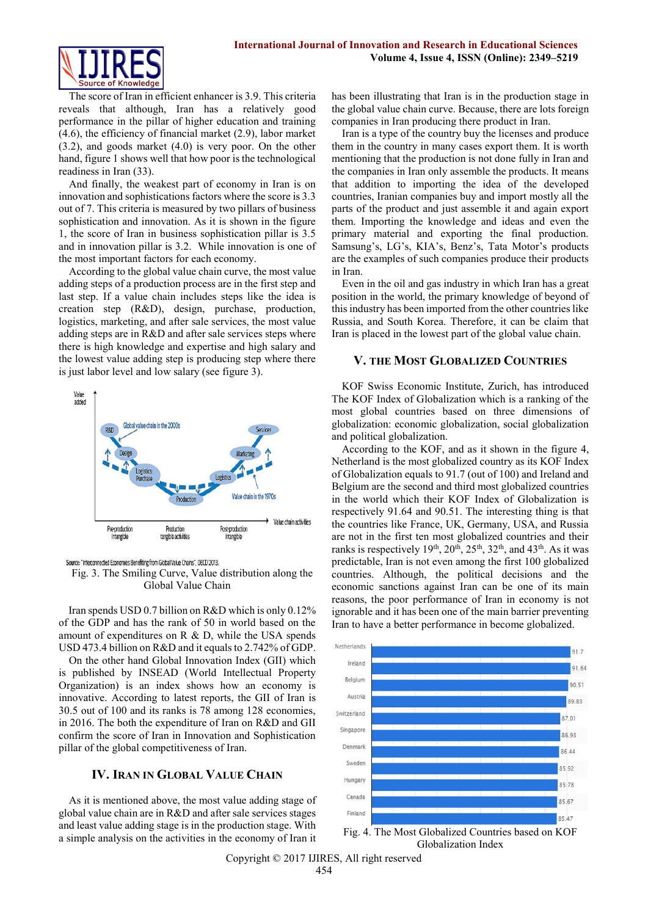The score of Iran in efficient enhancer is 3.9. This criteria reveals that although, Iran has a relatively good performance in the pillar of higher education and training (4.6), the efficiency of financial market (2.9), labor market (3.2), and goods market (4.0) is very poor. On the other hand, figure 1 shows well that how poor is the technological readiness in Iran (33).

And finally, the weakest part of economy in Iran is on innovation and sophistications factors where the score is 3.3 out of 7. This criteria is measured by two pillars of business sophistication and innovation. As it is shown in the figure 1, the score of Iran in business sophistication pillar is 3.5 and in innovation pillar is 3.2. While innovation is one of the most important factors for each economy.

According to the global value chain curve, the most value adding steps of a production process are in the first step and last step. If a value chain includes steps like the idea is creation step (R&D), design, purchase, production, logistics, marketing, and after sale services, the most value adding steps are in R&D and after sale services steps where there is high knowledge and expertise and high salary and the lowest value adding step is producing step where there is just labor level and low salary (see figure 3).

Source: "Interconnected Economies Benefiting from Global Value Chains", OECD 2013.

Fig. 3. The Smiling Curve, Value distribution along the Global Value Chain

Iran spends USD 0.7 billion on R&D which is only 0.12% of the GDP and has the rank of 50 in world based on the amount of expenditures on R & D, while the USA spends USD 473.4 billion on R&D and it equals to 2.742% of GDP.

On the other hand Global Innovation Index (GII) which is published by INSEAD (World Intellectual Property Organization) is an index shows how an economy is innovative. According to latest reports, the GII of Iran is 30.5 out of 100 and its ranks is 78 among 128 economies, in 2016. The both the expenditure of Iran on R&D and GII confirm the score of Iran in Innovation and Sophistication pillar of the global competitiveness of Iran.

## IV. Iran in Global Value Chain

As it is mentioned above, the most value adding stage of global value chain are in R&D and after sale services stages and least value adding stage is in the production stage. With a simple analysis on the activities in the economy of Iran it has been illustrating that Iran is in the production stage in the global value chain curve. Because, there are lots foreign companies in Iran producing there product in Iran.

Iran is a type of the country buy the licenses and produce them in the country in many cases export them. It is worth mentioning that the production is not done fully in Iran and the companies in Iran only assemble the products. It means that addition to importing the idea of the developed countries, Iranian companies buy and import mostly all the parts of the product and just assemble it and again export them. Importing the knowledge and ideas and even the primary material and exporting the final production. Samsung's, LG's, KIA's, Benz's, Tata Motor's products are the examples of such companies produce their products in Iran.

Even in the oil and gas industry in which Iran has a great position in the world, the primary knowledge of beyond of this industry has been imported from the other countries like Russia, and South Korea. Therefore, it can be claim that Iran is placed in the lowest part of the global value chain.

## V. The Most Globalized Countries

KOF Swiss Economic Institute, Zurich, has introduced The KOF Index of Globalization which is a ranking of the most global countries based on three dimensions of globalization: economic globalization, social globalization and political globalization.

According to the KOF, and as it shown in the figure 4, Netherland is the most globalized country as its KOF Index of Globalization equals to 91.7 (out of 100) and Ireland and Belgium are the second and third most globalized countries in the world which their KOF Index of Globalization is respectively 91.64 and 90.51. The interesting thing is that the countries like France, UK, Germany, USA, and Russia are not in the first ten most globalized countries and their ranks is respectively 19th, 20th, 25th, 32th, and 43th. As it was predictable, Iran is not even among the first 100 globalized countries. Although, the political decisions and the economic sanctions against Iran can be one of its main reasons, the poor performance of Iran in economy is not ignorable and it has been one of the main barrier preventing Iran to have a better performance in become globalized.

| Country | KOF Index |
|---|---|
| Netherlands | 91.7 |
| Ireland | 91.64 |
| Belgium | 90.51 |
| Austria | 89.83 |
| Switzerland | 87.01 |
| Singapore | 86.93 |
| Denmark | 86.44 |
| Sweden | 85.92 |
| Hungary | 85.78 |
| Canada | 85.67 |
| Finland | 85.47 |

Fig. 4. The Most Globalized Countries based on KOF Globalization Index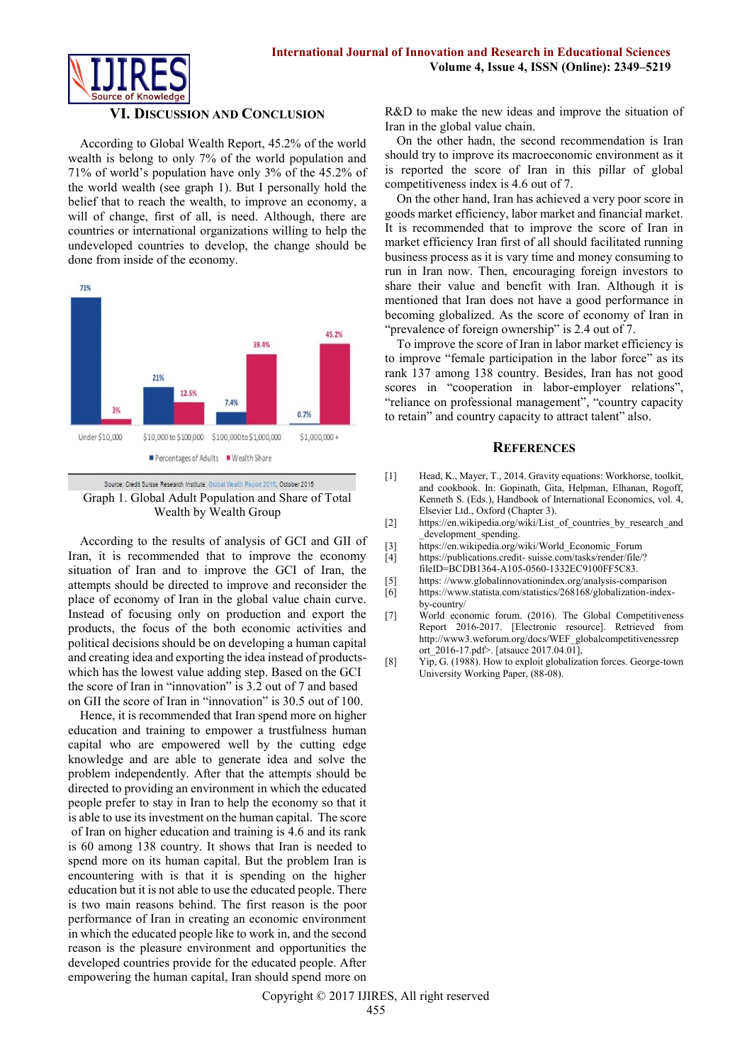## VI. Discussion and Conclusion

According to Global Wealth Report, 45.2% of the world wealth is belong to only 7% of the world population and 71% of world's population have only 3% of the 45.2% of the world wealth (see graph 1). But I personally hold the belief that to reach the wealth, to improve an economy, a will of change, first of all, is need. Although, there are countries or international organizations willing to help the undeveloped countries to develop, the change should be done from inside of the economy.

71%
3%
21%
12.5%
7.4%
39.4%
0.7%
45.2%
Under $10,000
$10,000 to $100,000
$100,000 to $1,000,000
$1,000,000 +
Percentages of Adults
Wealth Share

Source: Credit Suisse Research Institute, Global Wealth Report 2015, October 2015

Graph 1. Global Adult Population and Share of Total Wealth by Wealth Group

According to the results of analysis of GCI and GII of Iran, it is recommended that to improve the economy situation of Iran and to improve the GCI of Iran, the attempts should be directed to improve and reconsider the place of economy of Iran in the global value chain curve. Instead of focusing only on production and export the products, the focus of the both economic activities and political decisions should be on developing a human capital and creating idea and exporting the idea instead of products- which has the lowest value adding step. Based on the GCI the score of Iran in "innovation" is 3.2 out of 7 and based on GII the score of Iran in "innovation" is 30.5 out of 100.

Hence, it is recommended that Iran spend more on higher education and training to empower a trustfulness human capital who are empowered well by the cutting edge knowledge and are able to generate idea and solve the problem independently. After that the attempts should be directed to providing an environment in which the educated people prefer to stay in Iran to help the economy so that it is able to use its investment on the human capital. The score of Iran on higher education and training is 4.6 and its rank is 60 among 138 country. It shows that Iran is needed to spend more on its human capital. But the problem Iran is encountering with is that it is spending on the higher education but it is not able to use the educated people. There is two main reasons behind. The first reason is the poor performance of Iran in creating an economic environment in which the educated people like to work in, and the second reason is the pleasure environment and opportunities the developed countries provide for the educated people. After empowering the human capital, Iran should spend more on R&D to make the new ideas and improve the situation of Iran in the global value chain.

On the other hadn, the second recommendation is Iran should try to improve its macroeconomic environment as it is reported the score of Iran in this pillar of global competitiveness index is 4.6 out of 7.

On the other hand, Iran has achieved a very poor score in goods market efficiency, labor market and financial market. It is recommended that to improve the score of Iran in market efficiency Iran first of all should facilitated running business process as it is vary time and money consuming to run in Iran now. Then, encouraging foreign investors to share their value and benefit with Iran. Although it is mentioned that Iran does not have a good performance in becoming globalized. As the score of economy of Iran in "prevalence of foreign ownership" is 2.4 out of 7.

To improve the score of Iran in labor market efficiency is to improve "female participation in the labor force" as its rank 137 among 138 country. Besides, Iran has not good scores in "cooperation in labor-employer relations", "reliance on professional management", "country capacity to retain" and country capacity to attract talent" also.

## References

[1] Head, K., Mayer, T., 2014. Gravity equations: Workhorse, toolkit, and cookbook. In: Gopinath, Gita, Helpman, Elhanan, Rogoff, Kenneth S. (Eds.), Handbook of International Economics, vol. 4, Elsevier Ltd., Oxford (Chapter 3).

[2] https://en.wikipedia.org/wiki/List_of_countries_by_research_and_development_spending.

[3] https://en.wikipedia.org/wiki/World_Economic_Forum

[4] https://publications.credit- suisse.com/tasks/render/file/?fileID=BCDB1364-A105-0560-1332EC9100FF5C83.

[5] https: //www.globalinnovationindex.org/analysis-comparison

[6] https://www.statista.com/statistics/268168/globalization-index-by-country/

[7] World economic forum. (2016). The Global Competitiveness Report 2016-2017. [Electronic resource]. Retrieved from http://www3.weforum.org/docs/WEF_globalcompetitivenessreport_2016-17.pdf>. [atsauce 2017.04.01],

[8] Yip, G. (1988). How to exploit globalization forces. George-town University Working Paper, (88-08).